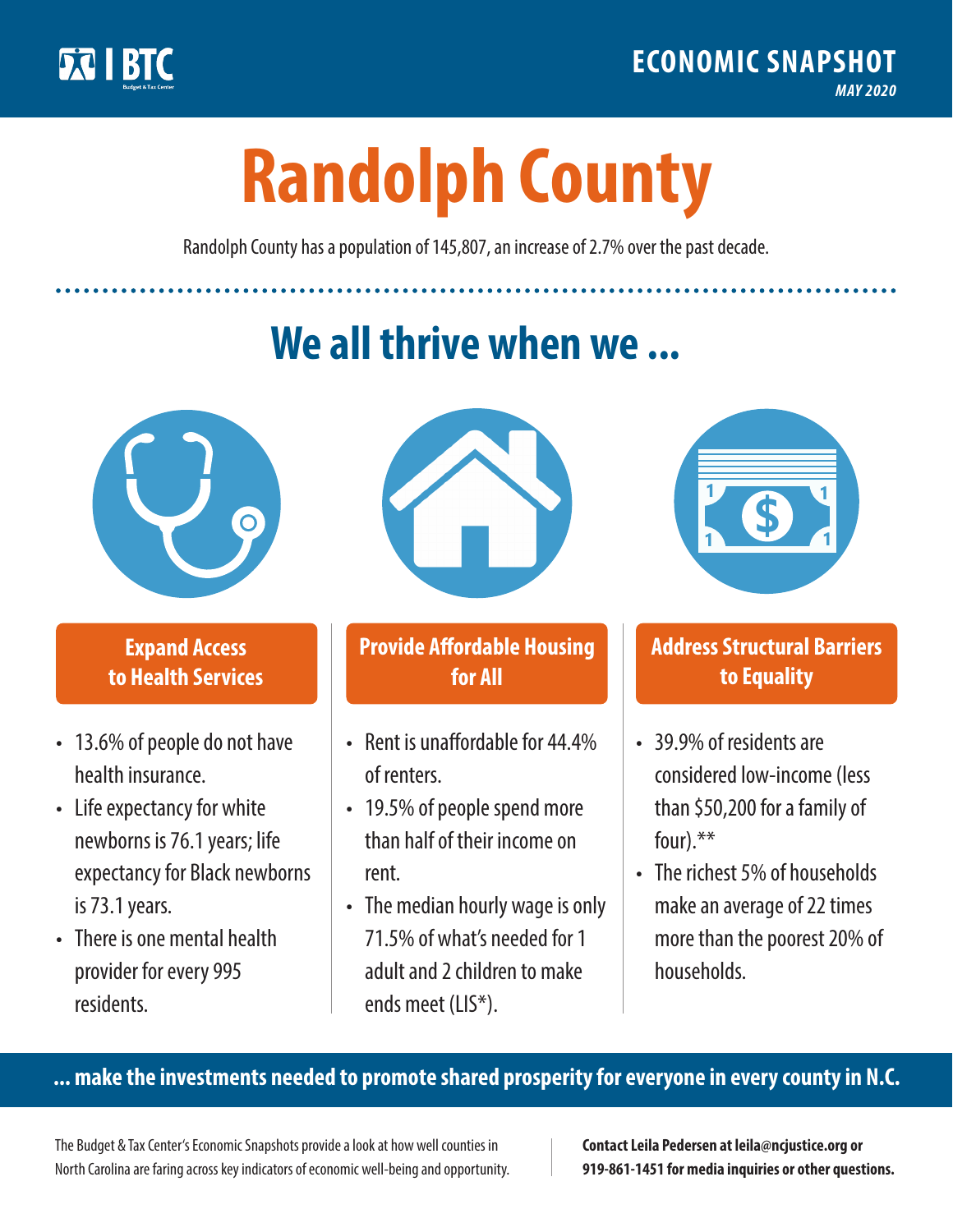BTC Budget & Tax Center

**ECONOMIC SNAPSHOT**
*MAY 2020*

# Randolph County

Randolph County has a population of 145,807, an increase of 2.7% over the past decade.

## We all thrive when we ...

### Expand Access to Health Services

- 13.6% of people do not have health insurance.
- Life expectancy for white newborns is 76.1 years; life expectancy for Black newborns is 73.1 years.
- There is one mental health provider for every 995 residents.

### Provide Affordable Housing for All

- Rent is unaffordable for 44.4% of renters.
- 19.5% of people spend more than half of their income on rent.
- The median hourly wage is only 71.5% of what's needed for 1 adult and 2 children to make ends meet (LIS*).

### Address Structural Barriers to Equality

- 39.9% of residents are considered low-income (less than $50,200 for a family of four).**
- The richest 5% of households make an average of 22 times more than the poorest 20% of households.

**... make the investments needed to promote shared prosperity for everyone in every county in N.C.**

The Budget & Tax Center's Economic Snapshots provide a look at how well counties in North Carolina are faring across key indicators of economic well-being and opportunity.

**Contact Leila Pedersen at leila@ncjustice.org or 919-861-1451 for media inquiries or other questions.**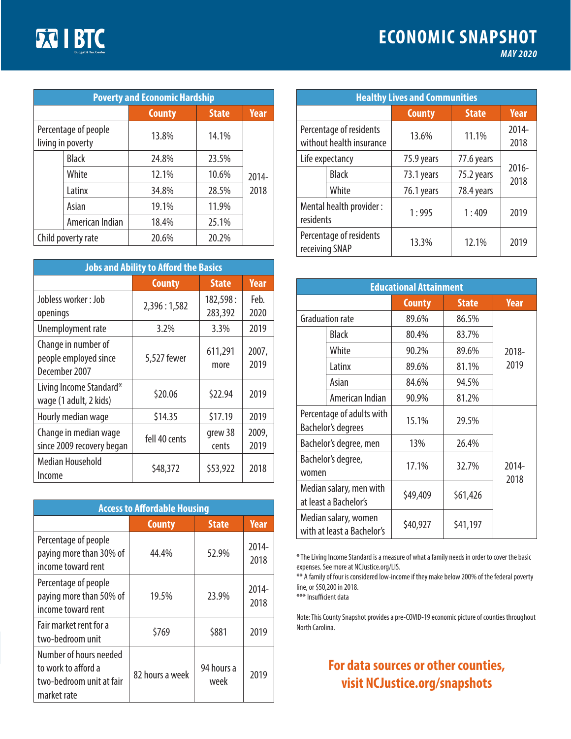# ECONOMIC SNAPSHOT

*MAY 2020*

| Poverty and Economic Hardship | | County | State | Year |
|---|---|---|---|---|
| Percentage of people living in poverty | | 13.8% | 14.1% | 2014-2018 |
| | Black | 24.8% | 23.5% | |
| | White | 12.1% | 10.6% | |
| | Latinx | 34.8% | 28.5% | |
| | Asian | 19.1% | 11.9% | |
| | American Indian | 18.4% | 25.1% | |
| Child poverty rate | | 20.6% | 20.2% | |

| Jobs and Ability to Afford the Basics | County | State | Year |
|---|---|---|---|
| Jobless worker : Job openings | 2,396 : 1,582 | 182,598 : 283,392 | Feb. 2020 |
| Unemployment rate | 3.2% | 3.3% | 2019 |
| Change in number of people employed since December 2007 | 5,527 fewer | 611,291 more | 2007, 2019 |
| Living Income Standard* wage (1 adult, 2 kids) | $20.06 | $22.94 | 2019 |
| Hourly median wage | $14.35 | $17.19 | 2019 |
| Change in median wage since 2009 recovery began | fell 40 cents | grew 38 cents | 2009, 2019 |
| Median Household Income | $48,372 | $53,922 | 2018 |

| Access to Affordable Housing | County | State | Year |
|---|---|---|---|
| Percentage of people paying more than 30% of income toward rent | 44.4% | 52.9% | 2014-2018 |
| Percentage of people paying more than 50% of income toward rent | 19.5% | 23.9% | 2014-2018 |
| Fair market rent for a two-bedroom unit | $769 | $881 | 2019 |
| Number of hours needed to work to afford a two-bedroom unit at fair market rate | 82 hours a week | 94 hours a week | 2019 |

| Healthy Lives and Communities | | County | State | Year |
|---|---|---|---|---|
| Percentage of residents without health insurance | | 13.6% | 11.1% | 2014-2018 |
| Life expectancy | | 75.9 years | 77.6 years | 2016-2018 |
| | Black | 73.1 years | 75.2 years | |
| | White | 76.1 years | 78.4 years | |
| Mental health provider : residents | | 1 : 995 | 1 : 409 | 2019 |
| Percentage of residents receiving SNAP | | 13.3% | 12.1% | 2019 |

| Educational Attainment | | County | State | Year |
|---|---|---|---|---|
| Graduation rate | | 89.6% | 86.5% | 2018-2019 |
| | Black | 80.4% | 83.7% | |
| | White | 90.2% | 89.6% | |
| | Latinx | 89.6% | 81.1% | |
| | Asian | 84.6% | 94.5% | |
| | American Indian | 90.9% | 81.2% | |
| Percentage of adults with Bachelor's degrees | | 15.1% | 29.5% | 2014-2018 |
| Bachelor's degree, men | | 13% | 26.4% | |
| Bachelor's degree, women | | 17.1% | 32.7% | |
| Median salary, men with at least a Bachelor's | | $49,409 | $61,426 | |
| Median salary, women with at least a Bachelor's | | $40,927 | $41,197 | |

\* The Living Income Standard is a measure of what a family needs in order to cover the basic expenses. See more at NCJustice.org/LIS.

\*\* A family of four is considered low-income if they make below 200% of the federal poverty line, or $50,200 in 2018.

\*\*\* Insufficient data

Note: This County Snapshot provides a pre-COVID-19 economic picture of counties throughout North Carolina.

**For data sources or other counties, visit NCJustice.org/snapshots**